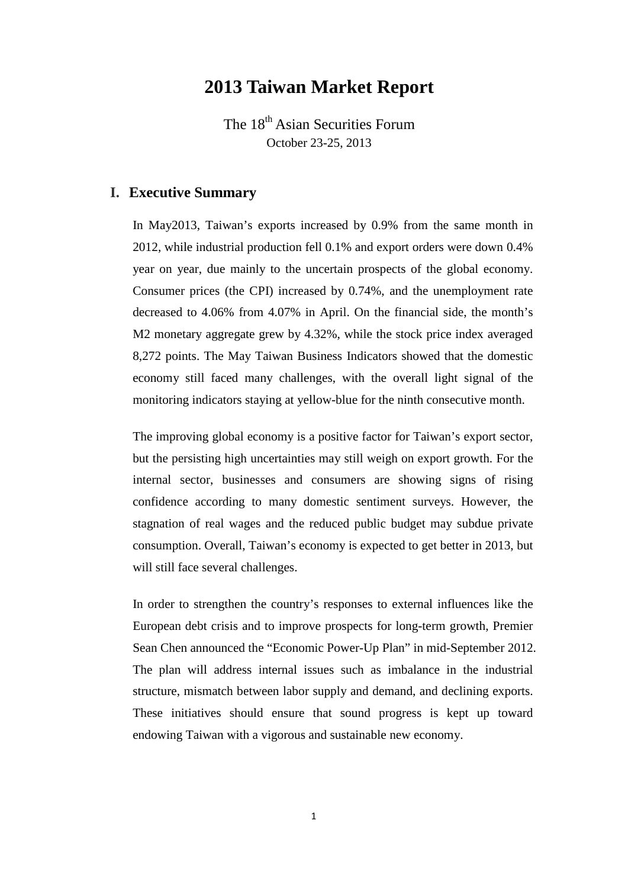# 2013 Taiwan Market Report

The 18th Asian Securities Forum
October 23-25, 2013

## I. Executive Summary

In May2013, Taiwan's exports increased by 0.9% from the same month in 2012, while industrial production fell 0.1% and export orders were down 0.4% year on year, due mainly to the uncertain prospects of the global economy. Consumer prices (the CPI) increased by 0.74%, and the unemployment rate decreased to 4.06% from 4.07% in April. On the financial side, the month's M2 monetary aggregate grew by 4.32%, while the stock price index averaged 8,272 points. The May Taiwan Business Indicators showed that the domestic economy still faced many challenges, with the overall light signal of the monitoring indicators staying at yellow-blue for the ninth consecutive month.

The improving global economy is a positive factor for Taiwan's export sector, but the persisting high uncertainties may still weigh on export growth. For the internal sector, businesses and consumers are showing signs of rising confidence according to many domestic sentiment surveys. However, the stagnation of real wages and the reduced public budget may subdue private consumption. Overall, Taiwan's economy is expected to get better in 2013, but will still face several challenges.

In order to strengthen the country's responses to external influences like the European debt crisis and to improve prospects for long-term growth, Premier Sean Chen announced the "Economic Power-Up Plan" in mid-September 2012. The plan will address internal issues such as imbalance in the industrial structure, mismatch between labor supply and demand, and declining exports. These initiatives should ensure that sound progress is kept up toward endowing Taiwan with a vigorous and sustainable new economy.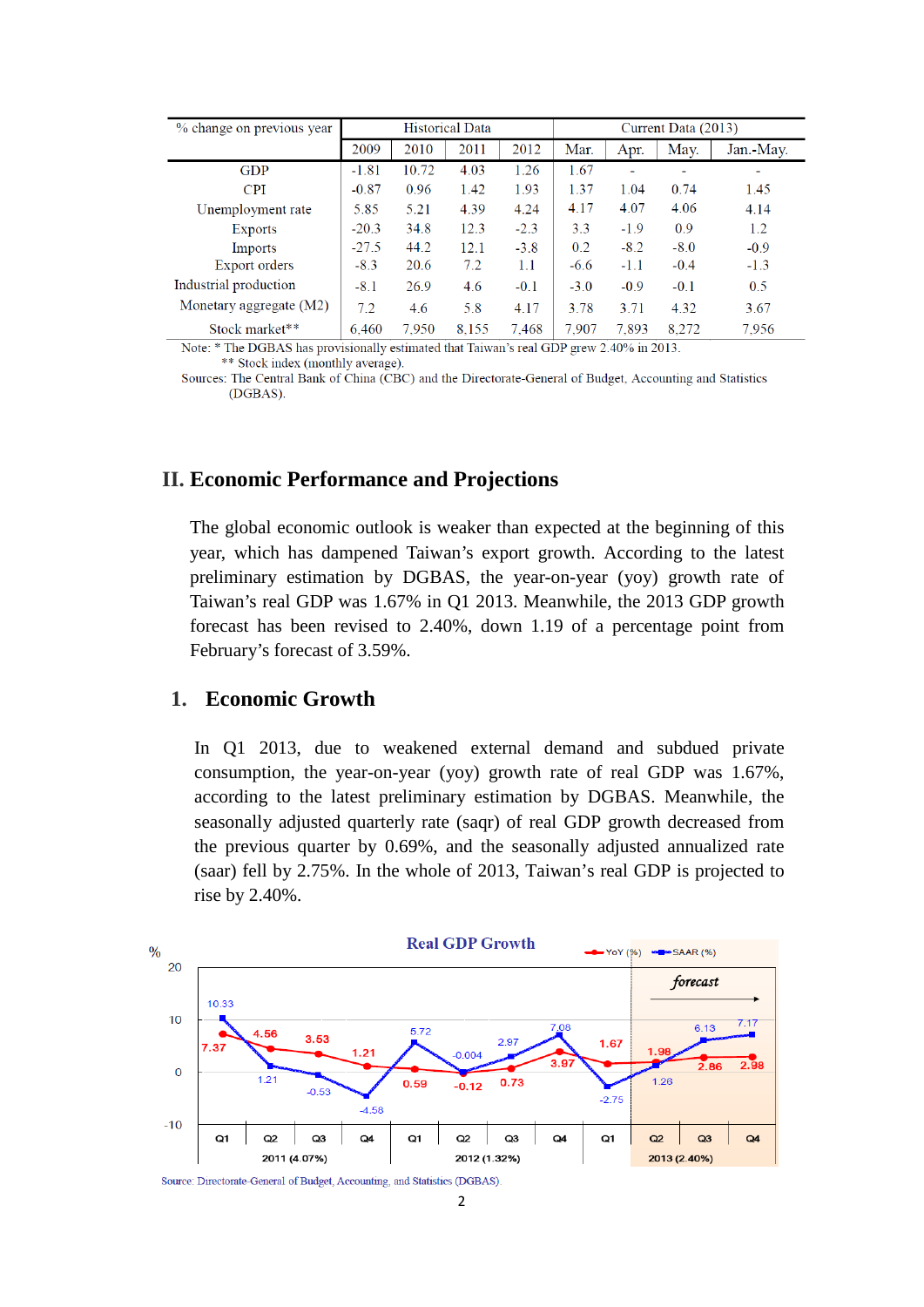| % change on previous year | Historical Data | | | | Current Data (2013) | | | |
|---|---|---|---|---|---|---|---|---|
| | 2009 | 2010 | 2011 | 2012 | Mar. | Apr. | May. | Jan.-May. |
| GDP | -1.81 | 10.72 | 4.03 | 1.26 | 1.67 | - | - | - |
| CPI | -0.87 | 0.96 | 1.42 | 1.93 | 1.37 | 1.04 | 0.74 | 1.45 |
| Unemployment rate | 5.85 | 5.21 | 4.39 | 4.24 | 4.17 | 4.07 | 4.06 | 4.14 |
| Exports | -20.3 | 34.8 | 12.3 | -2.3 | 3.3 | -1.9 | 0.9 | 1.2 |
| Imports | -27.5 | 44.2 | 12.1 | -3.8 | 0.2 | -8.2 | -8.0 | -0.9 |
| Export orders | -8.3 | 20.6 | 7.2 | 1.1 | -6.6 | -1.1 | -0.4 | -1.3 |
| Industrial production | -8.1 | 26.9 | 4.6 | -0.1 | -3.0 | -0.9 | -0.1 | 0.5 |
| Monetary aggregate (M2) | 7.2 | 4.6 | 5.8 | 4.17 | 3.78 | 3.71 | 4.32 | 3.67 |
| Stock market** | 6,460 | 7,950 | 8,155 | 7,468 | 7,907 | 7,893 | 8,272 | 7,956 |

Note: * The DGBAS has provisionally estimated that Taiwan's real GDP grew 2.40% in 2013.
** Stock index (monthly average).

Sources: The Central Bank of China (CBC) and the Directorate-General of Budget, Accounting and Statistics (DGBAS).

## II. Economic Performance and Projections

The global economic outlook is weaker than expected at the beginning of this year, which has dampened Taiwan's export growth. According to the latest preliminary estimation by DGBAS, the year-on-year (yoy) growth rate of Taiwan's real GDP was 1.67% in Q1 2013. Meanwhile, the 2013 GDP growth forecast has been revised to 2.40%, down 1.19 of a percentage point from February's forecast of 3.59%.

### 1. Economic Growth

In Q1 2013, due to weakened external demand and subdued private consumption, the year-on-year (yoy) growth rate of real GDP was 1.67%, according to the latest preliminary estimation by DGBAS. Meanwhile, the seasonally adjusted quarterly rate (saqr) of real GDP growth decreased from the previous quarter by 0.69%, and the seasonally adjusted annualized rate (saar) fell by 2.75%. In the whole of 2013, Taiwan's real GDP is projected to rise by 2.40%.

**Real GDP Growth**

| Quarter | YoY (%) | SAAR (%) |
|---|---|---|
| 2011 Q1 | 7.37 | 10.33 |
| 2011 Q2 | 4.56 | 1.21 |
| 2011 Q3 | 3.53 | -0.53 |
| 2011 Q4 | 1.21 | -4.58 |
| 2012 Q1 | 0.59 | 5.72 |
| 2012 Q2 | -0.12 | -0.004 |
| 2012 Q3 | 0.73 | 2.97 |
| 2012 Q4 | 3.97 | 7.08 |
| 2013 Q1 | 1.67 | -2.75 |
| 2013 Q2 (forecast) | 1.98 | 1.26 |
| 2013 Q3 (forecast) | 2.86 | 6.13 |
| 2013 Q4 (forecast) | 2.98 | 7.17 |

Annual: 2011 (4.07%), 2012 (1.32%), 2013 (2.40%)

Source: Directorate-General of Budget, Accounting, and Statistics (DGBAS).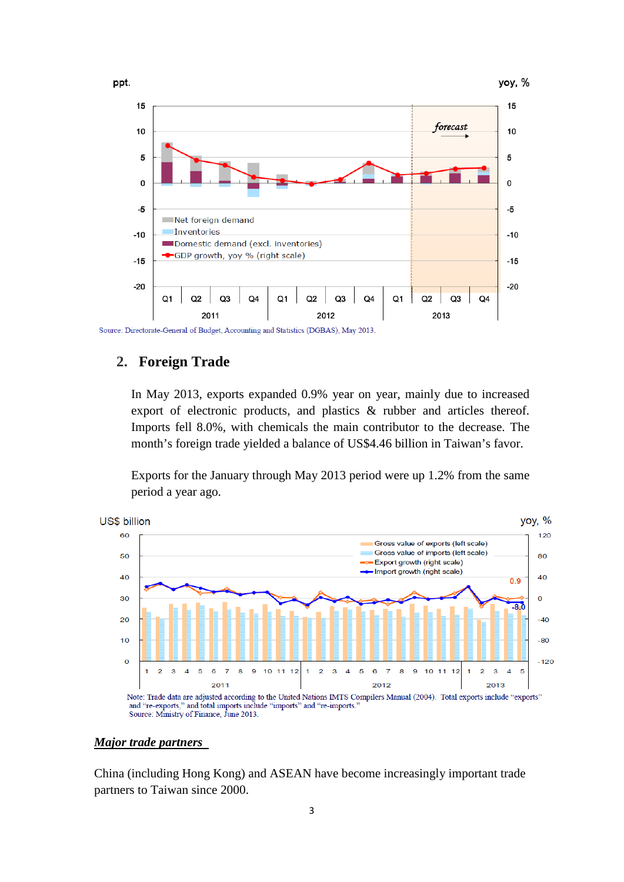Source: Directorate-General of Budget, Accounting and Statistics (DGBAS), May 2013.

## 2. Foreign Trade

In May 2013, exports expanded 0.9% year on year, mainly due to increased export of electronic products, and plastics & rubber and articles thereof. Imports fell 8.0%, with chemicals the main contributor to the decrease. The month's foreign trade yielded a balance of US$4.46 billion in Taiwan's favor.

Exports for the January through May 2013 period were up 1.2% from the same period a year ago.

Note: Trade data are adjusted according to the United Nations IMTS Compilers Manual (2004). Total exports include "exports" and "re-exports," and total imports include "imports" and "re-imports."
Source: Ministry of Finance, June 2013.

### *Major trade partners*

China (including Hong Kong) and ASEAN have become increasingly important trade partners to Taiwan since 2000.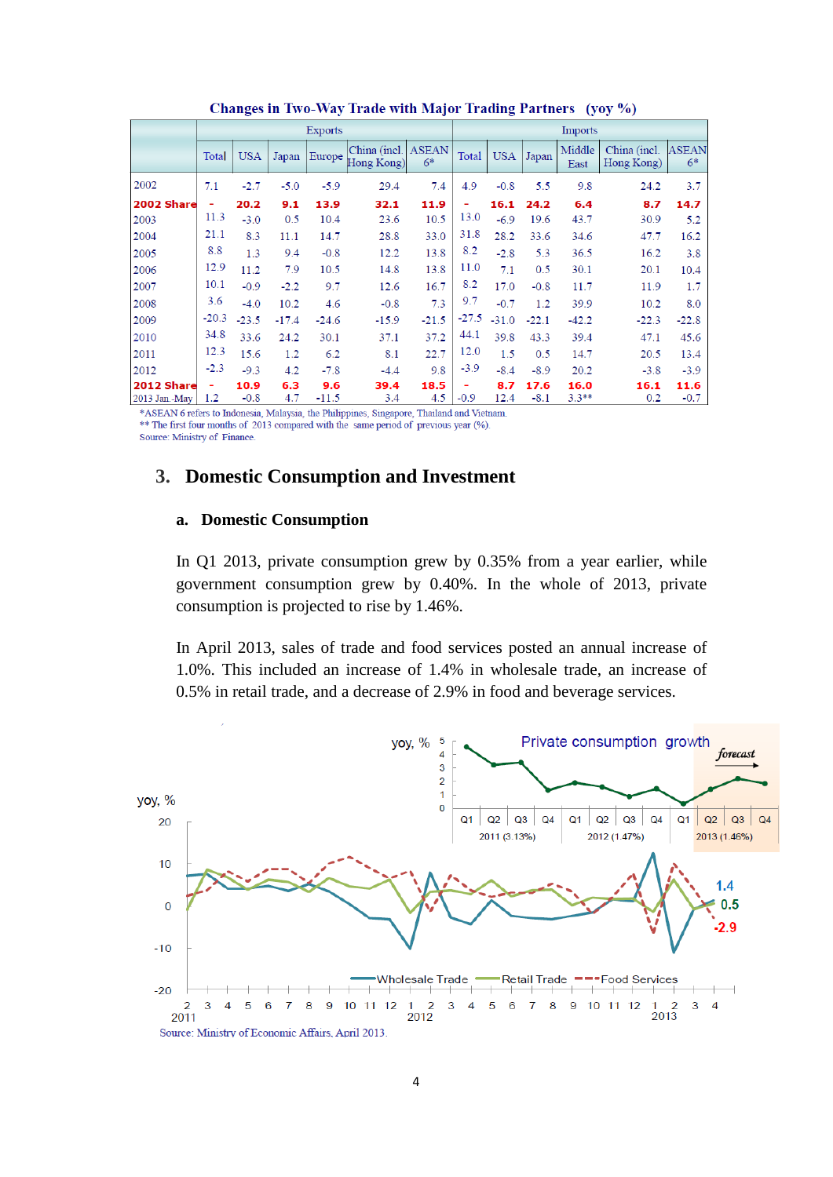**Changes in Two-Way Trade with Major Trading Partners (yoy %)**

| | Exports | | | | | | Imports | | | | | |
|---|---|---|---|---|---|---|---|---|---|---|---|---|
| | Total | USA | Japan | Europe | China (incl. Hong Kong) | ASEAN 6* | Total | USA | Japan | Middle East | China (incl. Hong Kong) | ASEAN 6* |
| 2002 | 7.1 | -2.7 | -5.0 | -5.9 | 29.4 | 7.4 | 4.9 | -0.8 | 5.5 | 9.8 | 24.2 | 3.7 |
| **2002 Share** | **-** | **20.2** | **9.1** | **13.9** | **32.1** | **11.9** | **-** | **16.1** | **24.2** | **6.4** | **8.7** | **14.7** |
| 2003 | 11.3 | -3.0 | 0.5 | 10.4 | 23.6 | 10.5 | 13.0 | -6.9 | 19.6 | 43.7 | 30.9 | 5.2 |
| 2004 | 21.1 | 8.3 | 11.1 | 14.7 | 28.8 | 33.0 | 31.8 | 28.2 | 33.6 | 34.6 | 47.7 | 16.2 |
| 2005 | 8.8 | 1.3 | 9.4 | -0.8 | 12.2 | 13.8 | 8.2 | -2.8 | 5.3 | 36.5 | 16.2 | 3.8 |
| 2006 | 12.9 | 11.2 | 7.9 | 10.5 | 14.8 | 13.8 | 11.0 | 7.1 | 0.5 | 30.1 | 20.1 | 10.4 |
| 2007 | 10.1 | -0.9 | -2.2 | 9.7 | 12.6 | 16.7 | 8.2 | 17.0 | -0.8 | 11.7 | 11.9 | 1.7 |
| 2008 | 3.6 | -4.0 | 10.2 | 4.6 | -0.8 | 7.3 | 9.7 | -0.7 | 1.2 | 39.9 | 10.2 | 8.0 |
| 2009 | -20.3 | -23.5 | -17.4 | -24.6 | -15.9 | -21.5 | -27.5 | -31.0 | -22.1 | -42.2 | -22.3 | -22.8 |
| 2010 | 34.8 | 33.6 | 24.2 | 30.1 | 37.1 | 37.2 | 44.1 | 39.8 | 43.3 | 39.4 | 47.1 | 45.6 |
| 2011 | 12.3 | 15.6 | 1.2 | 6.2 | 8.1 | 22.7 | 12.0 | 1.5 | 0.5 | 14.7 | 20.5 | 13.4 |
| 2012 | -2.3 | -9.3 | 4.2 | -7.8 | -4.4 | 9.8 | -3.9 | -8.4 | -8.9 | 20.2 | -3.8 | -3.9 |
| **2012 Share** | **-** | **10.9** | **6.3** | **9.6** | **39.4** | **18.5** | **-** | **8.7** | **17.6** | **16.0** | **16.1** | **11.6** |
| 2013 Jan.-May | 1.2 | -0.8 | 4.7 | -11.5 | 3.4 | 4.5 | -0.9 | 12.4 | -8.1 | 3.3** | 0.2 | -0.7 |

*ASEAN 6 refers to Indonesia, Malaysia, the Philippines, Singapore, Thailand and Vietnam.
** The first four months of 2013 compared with the same period of previous year (%).
Source: Ministry of Finance.

## 3. Domestic Consumption and Investment

### a. Domestic Consumption

In Q1 2013, private consumption grew by 0.35% from a year earlier, while government consumption grew by 0.40%. In the whole of 2013, private consumption is projected to rise by 1.46%.

In April 2013, sales of trade and food services posted an annual increase of 1.0%. This included an increase of 1.4% in wholesale trade, an increase of 0.5% in retail trade, and a decrease of 2.9% in food and beverage services.

Source: Ministry of Economic Affairs, April 2013.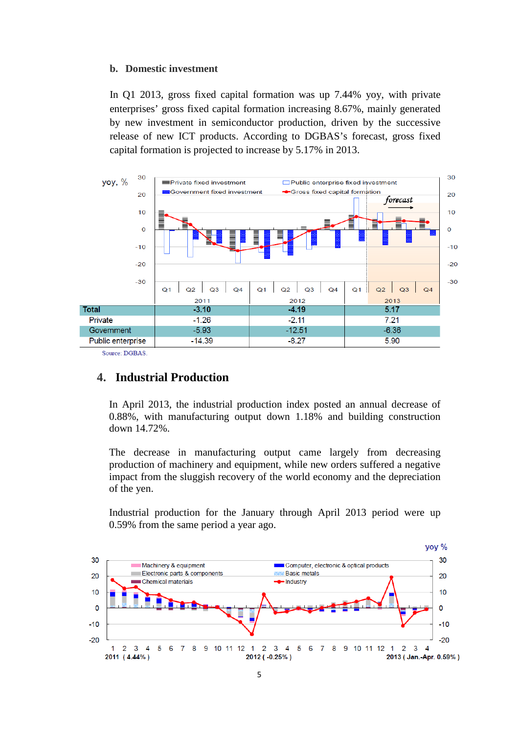**b. Domestic investment**

In Q1 2013, gross fixed capital formation was up 7.44% yoy, with private enterprises' gross fixed capital formation increasing 8.67%, mainly generated by new investment in semiconductor production, driven by the successive release of new ICT products. According to DGBAS's forecast, gross fixed capital formation is projected to increase by 5.17% in 2013.

| | 2011 | 2012 | 2013 |
|---|---|---|---|
| Total | -3.10 | -4.19 | 5.17 |
| Private | -1.26 | -2.11 | 7.21 |
| Government | -5.93 | -12.51 | -6.36 |
| Public enterprise | -14.39 | -8.27 | 5.90 |

Source: DGBAS.

## 4. Industrial Production

In April 2013, the industrial production index posted an annual decrease of 0.88%, with manufacturing output down 1.18% and building construction down 14.72%.

The decrease in manufacturing output came largely from decreasing production of machinery and equipment, while new orders suffered a negative impact from the sluggish recovery of the world economy and the depreciation of the yen.

Industrial production for the January through April 2013 period were up 0.59% from the same period a year ago.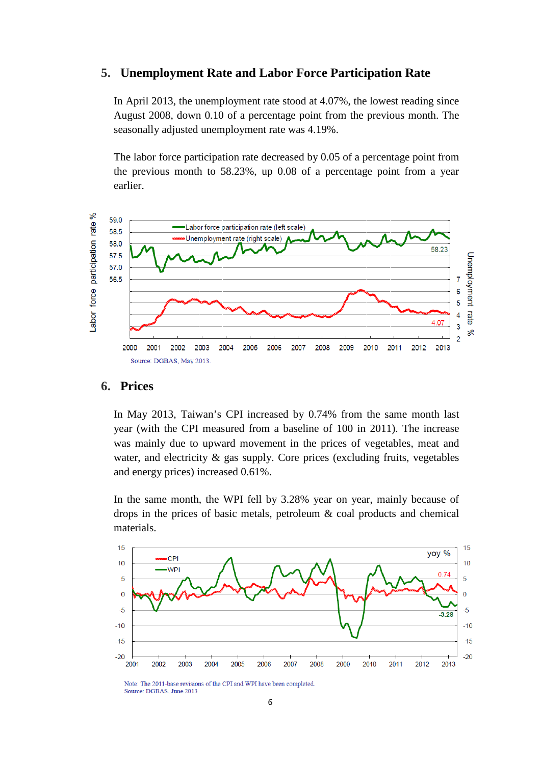## 5. Unemployment Rate and Labor Force Participation Rate

In April 2013, the unemployment rate stood at 4.07%, the lowest reading since August 2008, down 0.10 of a percentage point from the previous month. The seasonally adjusted unemployment rate was 4.19%.

The labor force participation rate decreased by 0.05 of a percentage point from the previous month to 58.23%, up 0.08 of a percentage point from a year earlier.

Source: DGBAS, May 2013.

## 6. Prices

In May 2013, Taiwan's CPI increased by 0.74% from the same month last year (with the CPI measured from a baseline of 100 in 2011). The increase was mainly due to upward movement in the prices of vegetables, meat and water, and electricity & gas supply. Core prices (excluding fruits, vegetables and energy prices) increased 0.61%.

In the same month, the WPI fell by 3.28% year on year, mainly because of drops in the prices of basic metals, petroleum & coal products and chemical materials.

Note: The 2011-base revisions of the CPI and WPI have been completed.
Source: DGBAS, June 2013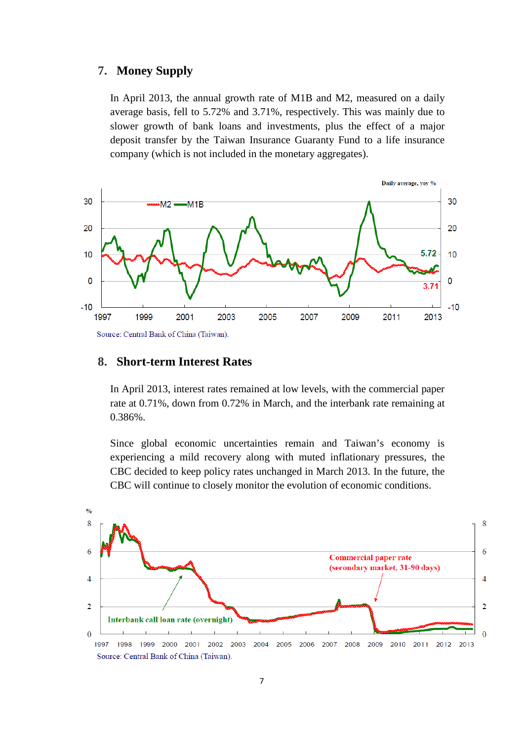## 7. Money Supply

In April 2013, the annual growth rate of M1B and M2, measured on a daily average basis, fell to 5.72% and 3.71%, respectively. This was mainly due to slower growth of bank loans and investments, plus the effect of a major deposit transfer by the Taiwan Insurance Guaranty Fund to a life insurance company (which is not included in the monetary aggregates).

Source: Central Bank of China (Taiwan).

## 8. Short-term Interest Rates

In April 2013, interest rates remained at low levels, with the commercial paper rate at 0.71%, down from 0.72% in March, and the interbank rate remaining at 0.386%.

Since global economic uncertainties remain and Taiwan's economy is experiencing a mild recovery along with muted inflationary pressures, the CBC decided to keep policy rates unchanged in March 2013. In the future, the CBC will continue to closely monitor the evolution of economic conditions.

Source: Central Bank of China (Taiwan).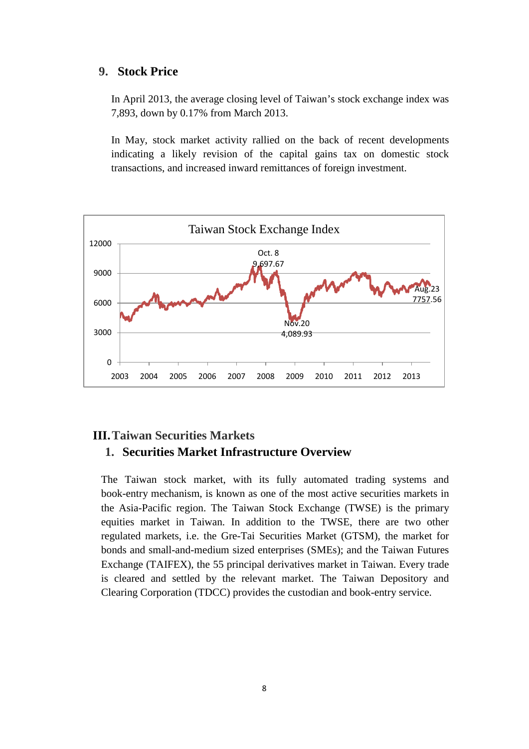## 9. Stock Price

In April 2013, the average closing level of Taiwan's stock exchange index was 7,893, down by 0.17% from March 2013.

In May, stock market activity rallied on the back of recent developments indicating a likely revision of the capital gains tax on domestic stock transactions, and increased inward remittances of foreign investment.

# III. Taiwan Securities Markets

## 1. Securities Market Infrastructure Overview

The Taiwan stock market, with its fully automated trading systems and book-entry mechanism, is known as one of the most active securities markets in the Asia-Pacific region. The Taiwan Stock Exchange (TWSE) is the primary equities market in Taiwan. In addition to the TWSE, there are two other regulated markets, i.e. the Gre-Tai Securities Market (GTSM), the market for bonds and small-and-medium sized enterprises (SMEs); and the Taiwan Futures Exchange (TAIFEX), the 55 principal derivatives market in Taiwan. Every trade is cleared and settled by the relevant market. The Taiwan Depository and Clearing Corporation (TDCC) provides the custodian and book-entry service.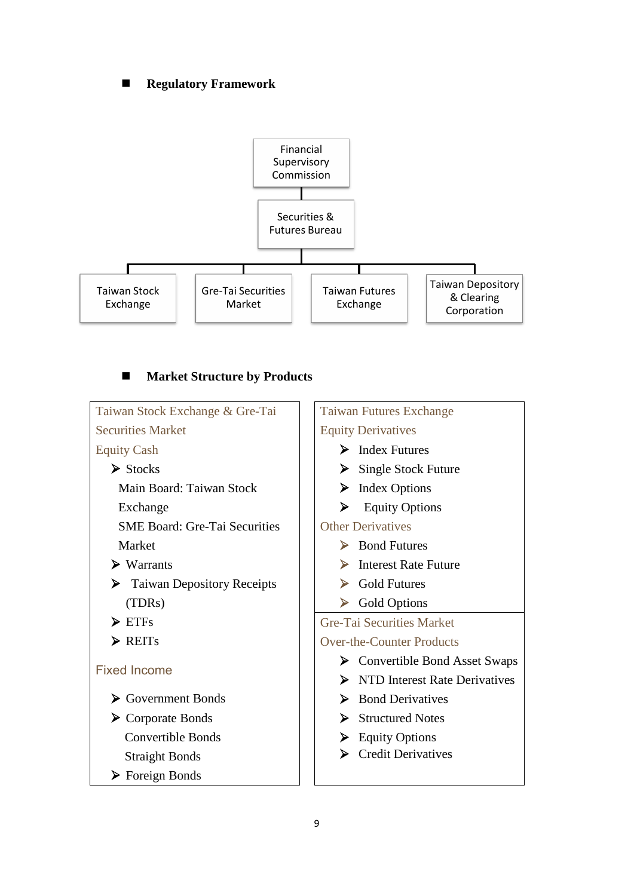## Regulatory Framework

- Financial Supervisory Commission
  - Securities & Futures Bureau
    - Taiwan Stock Exchange
    - Gre-Tai Securities Market
    - Taiwan Futures Exchange
    - Taiwan Depository & Clearing Corporation

## Market Structure by Products

**Taiwan Stock Exchange & Gre-Tai Securities Market**

**Equity Cash**

- Stocks
  - Main Board: Taiwan Stock Exchange
  - SME Board: Gre-Tai Securities Market
- Warrants
- Taiwan Depository Receipts (TDRs)
- ETFs
- REITs

**Fixed Income**

- Government Bonds
- Corporate Bonds
  - Convertible Bonds
  - Straight Bonds
- Foreign Bonds

**Taiwan Futures Exchange**

**Equity Derivatives**

- Index Futures
- Single Stock Future
- Index Options
- Equity Options

**Other Derivatives**

- Bond Futures
- Interest Rate Future
- Gold Futures
- Gold Options

**Gre-Tai Securities Market**

**Over-the-Counter Products**

- Convertible Bond Asset Swaps
- NTD Interest Rate Derivatives
- Bond Derivatives
- Structured Notes
- Equity Options
- Credit Derivatives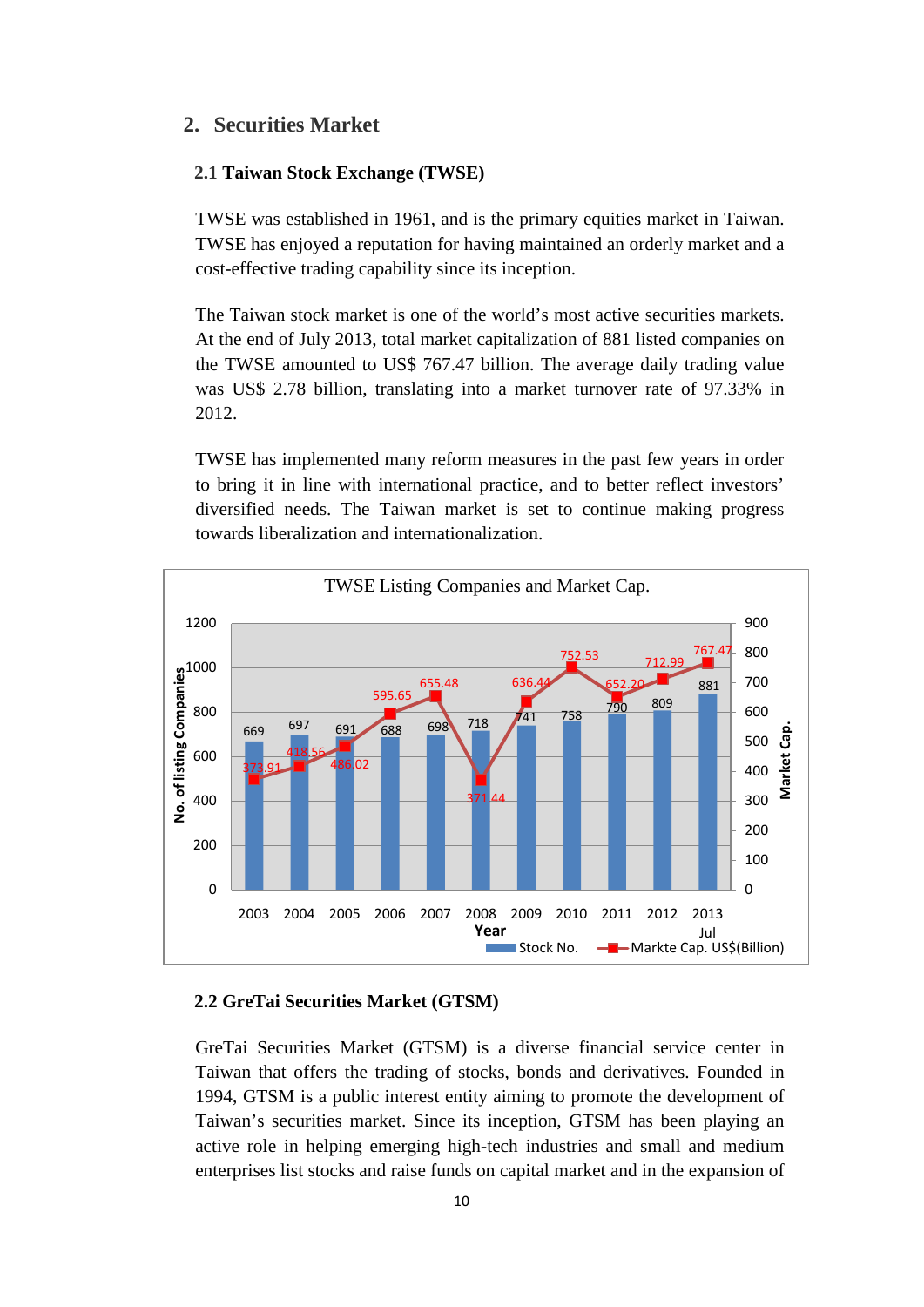## 2. Securities Market

### 2.1 Taiwan Stock Exchange (TWSE)

TWSE was established in 1961, and is the primary equities market in Taiwan. TWSE has enjoyed a reputation for having maintained an orderly market and a cost-effective trading capability since its inception.

The Taiwan stock market is one of the world's most active securities markets. At the end of July 2013, total market capitalization of 881 listed companies on the TWSE amounted to US$ 767.47 billion. The average daily trading value was US$ 2.78 billion, translating into a market turnover rate of 97.33% in 2012.

TWSE has implemented many reform measures in the past few years in order to bring it in line with international practice, and to better reflect investors' diversified needs. The Taiwan market is set to continue making progress towards liberalization and internationalization.

TWSE Listing Companies and Market Cap.

| Year | Stock No. | Markte Cap. US$(Billion) |
|---|---|---|
| 2003 | 669 | 373.91 |
| 2004 | 697 | 418.56 |
| 2005 | 691 | 486.02 |
| 2006 | 688 | 595.65 |
| 2007 | 698 | 655.48 |
| 2008 | 718 | 371.44 |
| 2009 | 741 | 636.44 |
| 2010 | 758 | 752.53 |
| 2011 | 790 | 652.20 |
| 2012 | 809 | 712.99 |
| 2013 Jul | 881 | 767.47 |

### 2.2 GreTai Securities Market (GTSM)

GreTai Securities Market (GTSM) is a diverse financial service center in Taiwan that offers the trading of stocks, bonds and derivatives. Founded in 1994, GTSM is a public interest entity aiming to promote the development of Taiwan's securities market. Since its inception, GTSM has been playing an active role in helping emerging high-tech industries and small and medium enterprises list stocks and raise funds on capital market and in the expansion of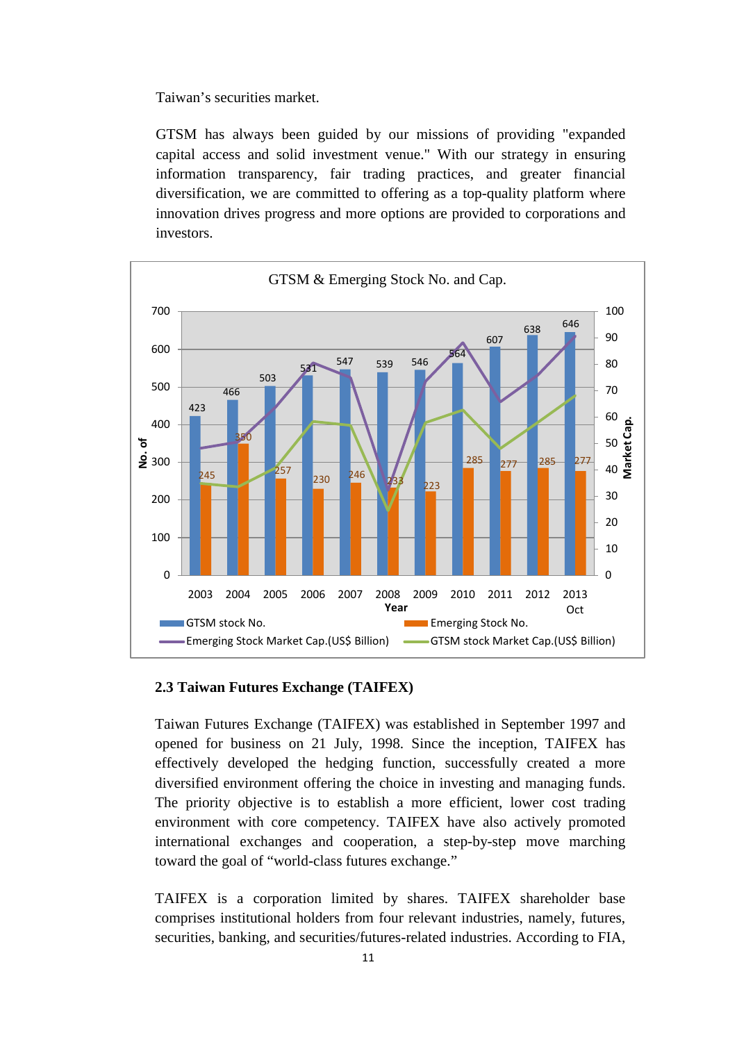Taiwan's securities market.

GTSM has always been guided by our missions of providing "expanded capital access and solid investment venue." With our strategy in ensuring information transparency, fair trading practices, and greater financial diversification, we are committed to offering as a top-quality platform where innovation drives progress and more options are provided to corporations and investors.

GTSM & Emerging Stock No. and Cap.

| Year | 2003 | 2004 | 2005 | 2006 | 2007 | 2008 | 2009 | 2010 | 2011 | 2012 | 2013 Oct |
|---|---|---|---|---|---|---|---|---|---|---|---|
| GTSM stock No. | 423 | 466 | 503 | 531 | 547 | 539 | 546 | 564 | 607 | 638 | 646 |
| Emerging Stock No. | 245 | 350 | 257 | 230 | 246 | 233 | 223 | 285 | 277 | 285 | 277 |

Legend: GTSM stock No.; Emerging Stock No.; Emerging Stock Market Cap.(US$ Billion); GTSM stock Market Cap.(US$ Billion)

## 2.3 Taiwan Futures Exchange (TAIFEX)

Taiwan Futures Exchange (TAIFEX) was established in September 1997 and opened for business on 21 July, 1998. Since the inception, TAIFEX has effectively developed the hedging function, successfully created a more diversified environment offering the choice in investing and managing funds. The priority objective is to establish a more efficient, lower cost trading environment with core competency. TAIFEX have also actively promoted international exchanges and cooperation, a step-by-step move marching toward the goal of "world-class futures exchange."

TAIFEX is a corporation limited by shares. TAIFEX shareholder base comprises institutional holders from four relevant industries, namely, futures, securities, banking, and securities/futures-related industries. According to FIA,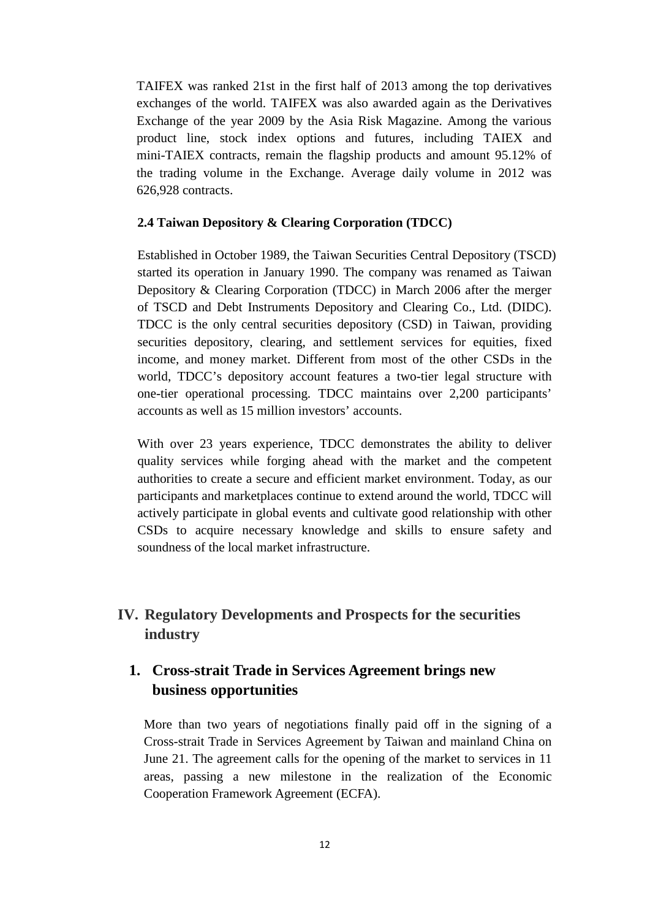TAIFEX was ranked 21st in the first half of 2013 among the top derivatives exchanges of the world. TAIFEX was also awarded again as the Derivatives Exchange of the year 2009 by the Asia Risk Magazine. Among the various product line, stock index options and futures, including TAIEX and mini-TAIEX contracts, remain the flagship products and amount 95.12% of the trading volume in the Exchange. Average daily volume in 2012 was 626,928 contracts.

### 2.4 Taiwan Depository & Clearing Corporation (TDCC)

Established in October 1989, the Taiwan Securities Central Depository (TSCD) started its operation in January 1990. The company was renamed as Taiwan Depository & Clearing Corporation (TDCC) in March 2006 after the merger of TSCD and Debt Instruments Depository and Clearing Co., Ltd. (DIDC). TDCC is the only central securities depository (CSD) in Taiwan, providing securities depository, clearing, and settlement services for equities, fixed income, and money market. Different from most of the other CSDs in the world, TDCC's depository account features a two-tier legal structure with one-tier operational processing. TDCC maintains over 2,200 participants' accounts as well as 15 million investors' accounts.

With over 23 years experience, TDCC demonstrates the ability to deliver quality services while forging ahead with the market and the competent authorities to create a secure and efficient market environment. Today, as our participants and marketplaces continue to extend around the world, TDCC will actively participate in global events and cultivate good relationship with other CSDs to acquire necessary knowledge and skills to ensure safety and soundness of the local market infrastructure.

# IV. Regulatory Developments and Prospects for the securities industry

## 1. Cross-strait Trade in Services Agreement brings new business opportunities

More than two years of negotiations finally paid off in the signing of a Cross-strait Trade in Services Agreement by Taiwan and mainland China on June 21. The agreement calls for the opening of the market to services in 11 areas, passing a new milestone in the realization of the Economic Cooperation Framework Agreement (ECFA).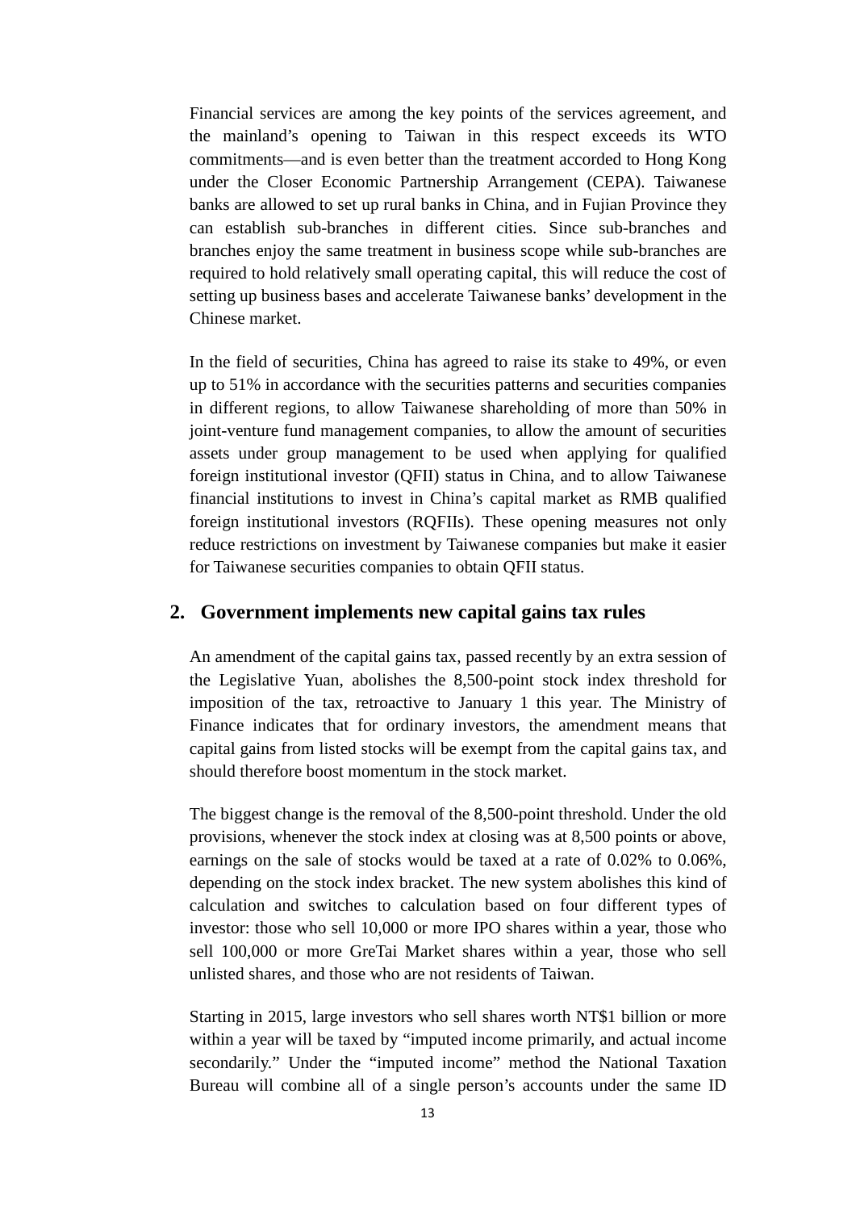Financial services are among the key points of the services agreement, and the mainland's opening to Taiwan in this respect exceeds its WTO commitments—and is even better than the treatment accorded to Hong Kong under the Closer Economic Partnership Arrangement (CEPA). Taiwanese banks are allowed to set up rural banks in China, and in Fujian Province they can establish sub-branches in different cities. Since sub-branches and branches enjoy the same treatment in business scope while sub-branches are required to hold relatively small operating capital, this will reduce the cost of setting up business bases and accelerate Taiwanese banks' development in the Chinese market.

In the field of securities, China has agreed to raise its stake to 49%, or even up to 51% in accordance with the securities patterns and securities companies in different regions, to allow Taiwanese shareholding of more than 50% in joint-venture fund management companies, to allow the amount of securities assets under group management to be used when applying for qualified foreign institutional investor (QFII) status in China, and to allow Taiwanese financial institutions to invest in China's capital market as RMB qualified foreign institutional investors (RQFIIs). These opening measures not only reduce restrictions on investment by Taiwanese companies but make it easier for Taiwanese securities companies to obtain QFII status.

## 2. Government implements new capital gains tax rules

An amendment of the capital gains tax, passed recently by an extra session of the Legislative Yuan, abolishes the 8,500-point stock index threshold for imposition of the tax, retroactive to January 1 this year. The Ministry of Finance indicates that for ordinary investors, the amendment means that capital gains from listed stocks will be exempt from the capital gains tax, and should therefore boost momentum in the stock market.

The biggest change is the removal of the 8,500-point threshold. Under the old provisions, whenever the stock index at closing was at 8,500 points or above, earnings on the sale of stocks would be taxed at a rate of 0.02% to 0.06%, depending on the stock index bracket. The new system abolishes this kind of calculation and switches to calculation based on four different types of investor: those who sell 10,000 or more IPO shares within a year, those who sell 100,000 or more GreTai Market shares within a year, those who sell unlisted shares, and those who are not residents of Taiwan.

Starting in 2015, large investors who sell shares worth NT$1 billion or more within a year will be taxed by "imputed income primarily, and actual income secondarily." Under the "imputed income" method the National Taxation Bureau will combine all of a single person's accounts under the same ID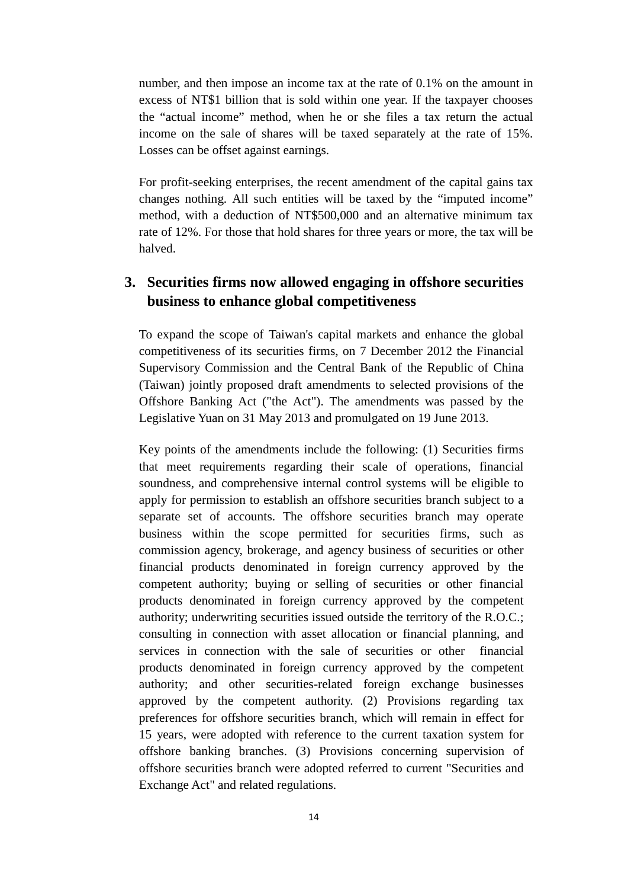number, and then impose an income tax at the rate of 0.1% on the amount in excess of NT$1 billion that is sold within one year. If the taxpayer chooses the "actual income" method, when he or she files a tax return the actual income on the sale of shares will be taxed separately at the rate of 15%. Losses can be offset against earnings.

For profit-seeking enterprises, the recent amendment of the capital gains tax changes nothing. All such entities will be taxed by the "imputed income" method, with a deduction of NT$500,000 and an alternative minimum tax rate of 12%. For those that hold shares for three years or more, the tax will be halved.

## 3. Securities firms now allowed engaging in offshore securities business to enhance global competitiveness

To expand the scope of Taiwan's capital markets and enhance the global competitiveness of its securities firms, on 7 December 2012 the Financial Supervisory Commission and the Central Bank of the Republic of China (Taiwan) jointly proposed draft amendments to selected provisions of the Offshore Banking Act ("the Act"). The amendments was passed by the Legislative Yuan on 31 May 2013 and promulgated on 19 June 2013.

Key points of the amendments include the following: (1) Securities firms that meet requirements regarding their scale of operations, financial soundness, and comprehensive internal control systems will be eligible to apply for permission to establish an offshore securities branch subject to a separate set of accounts. The offshore securities branch may operate business within the scope permitted for securities firms, such as commission agency, brokerage, and agency business of securities or other financial products denominated in foreign currency approved by the competent authority; buying or selling of securities or other financial products denominated in foreign currency approved by the competent authority; underwriting securities issued outside the territory of the R.O.C.; consulting in connection with asset allocation or financial planning, and services in connection with the sale of securities or other financial products denominated in foreign currency approved by the competent authority; and other securities-related foreign exchange businesses approved by the competent authority. (2) Provisions regarding tax preferences for offshore securities branch, which will remain in effect for 15 years, were adopted with reference to the current taxation system for offshore banking branches. (3) Provisions concerning supervision of offshore securities branch were adopted referred to current "Securities and Exchange Act" and related regulations.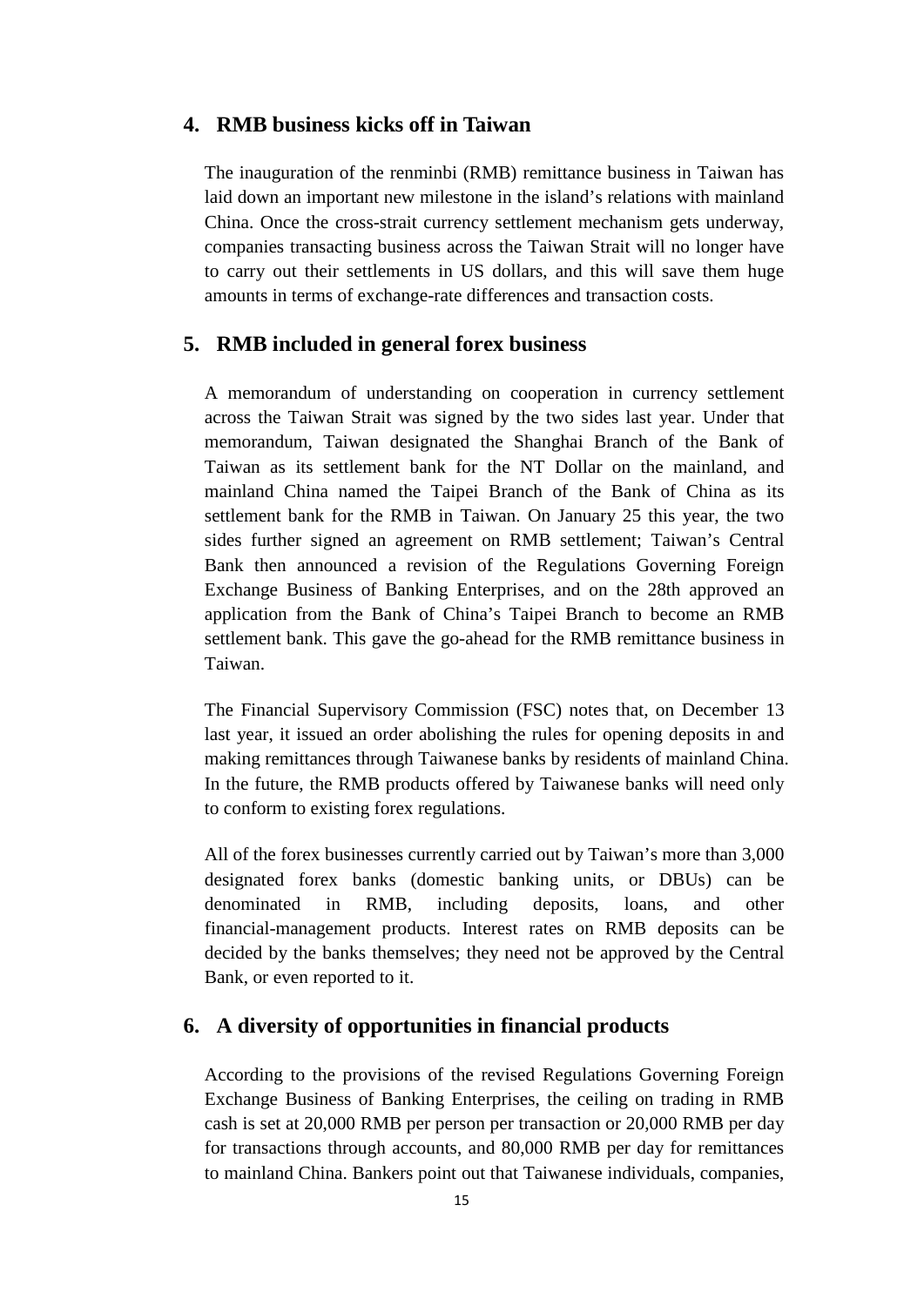## 4. RMB business kicks off in Taiwan

The inauguration of the renminbi (RMB) remittance business in Taiwan has laid down an important new milestone in the island's relations with mainland China. Once the cross-strait currency settlement mechanism gets underway, companies transacting business across the Taiwan Strait will no longer have to carry out their settlements in US dollars, and this will save them huge amounts in terms of exchange-rate differences and transaction costs.

## 5. RMB included in general forex business

A memorandum of understanding on cooperation in currency settlement across the Taiwan Strait was signed by the two sides last year. Under that memorandum, Taiwan designated the Shanghai Branch of the Bank of Taiwan as its settlement bank for the NT Dollar on the mainland, and mainland China named the Taipei Branch of the Bank of China as its settlement bank for the RMB in Taiwan. On January 25 this year, the two sides further signed an agreement on RMB settlement; Taiwan's Central Bank then announced a revision of the Regulations Governing Foreign Exchange Business of Banking Enterprises, and on the 28th approved an application from the Bank of China's Taipei Branch to become an RMB settlement bank. This gave the go-ahead for the RMB remittance business in Taiwan.

The Financial Supervisory Commission (FSC) notes that, on December 13 last year, it issued an order abolishing the rules for opening deposits in and making remittances through Taiwanese banks by residents of mainland China. In the future, the RMB products offered by Taiwanese banks will need only to conform to existing forex regulations.

All of the forex businesses currently carried out by Taiwan's more than 3,000 designated forex banks (domestic banking units, or DBUs) can be denominated in RMB, including deposits, loans, and other financial-management products. Interest rates on RMB deposits can be decided by the banks themselves; they need not be approved by the Central Bank, or even reported to it.

## 6. A diversity of opportunities in financial products

According to the provisions of the revised Regulations Governing Foreign Exchange Business of Banking Enterprises, the ceiling on trading in RMB cash is set at 20,000 RMB per person per transaction or 20,000 RMB per day for transactions through accounts, and 80,000 RMB per day for remittances to mainland China. Bankers point out that Taiwanese individuals, companies,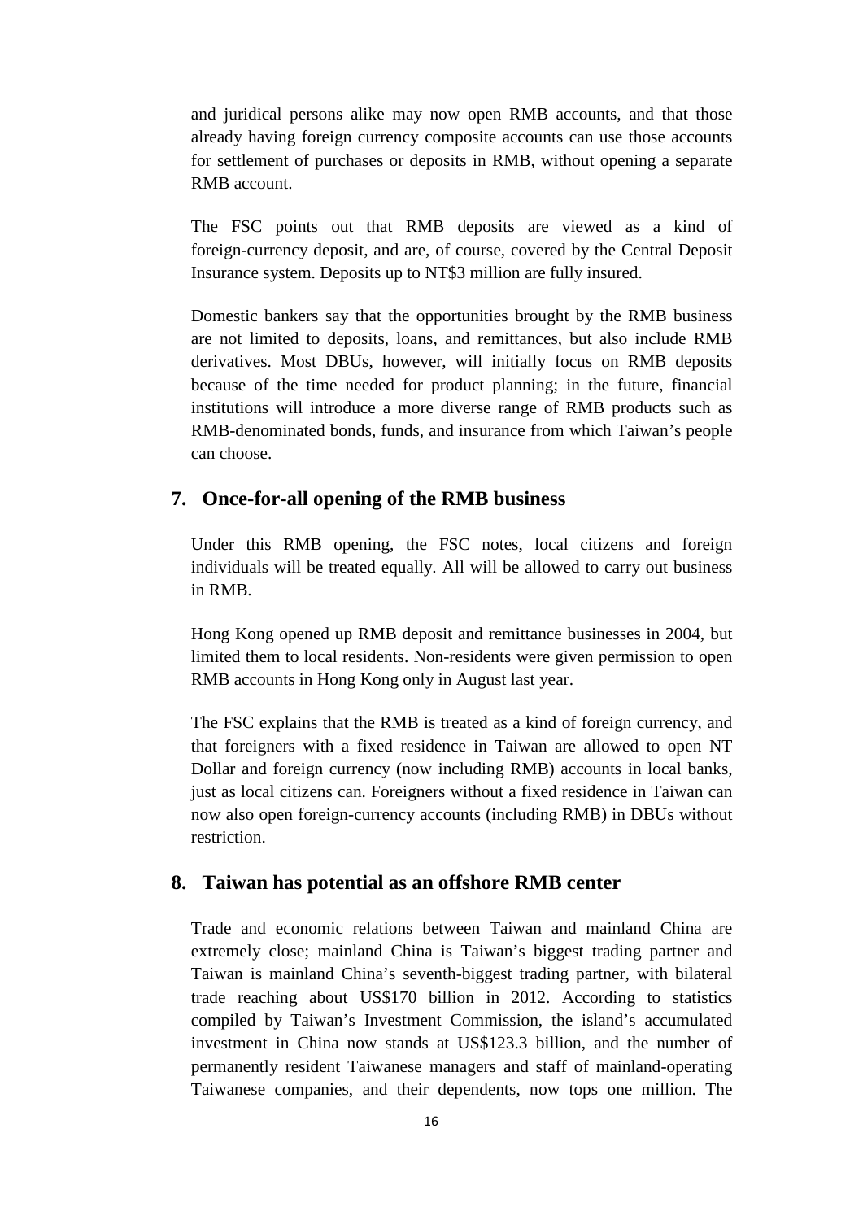and juridical persons alike may now open RMB accounts, and that those already having foreign currency composite accounts can use those accounts for settlement of purchases or deposits in RMB, without opening a separate RMB account.

The FSC points out that RMB deposits are viewed as a kind of foreign-currency deposit, and are, of course, covered by the Central Deposit Insurance system. Deposits up to NT$3 million are fully insured.

Domestic bankers say that the opportunities brought by the RMB business are not limited to deposits, loans, and remittances, but also include RMB derivatives. Most DBUs, however, will initially focus on RMB deposits because of the time needed for product planning; in the future, financial institutions will introduce a more diverse range of RMB products such as RMB-denominated bonds, funds, and insurance from which Taiwan's people can choose.

## 7. Once-for-all opening of the RMB business

Under this RMB opening, the FSC notes, local citizens and foreign individuals will be treated equally. All will be allowed to carry out business in RMB.

Hong Kong opened up RMB deposit and remittance businesses in 2004, but limited them to local residents. Non-residents were given permission to open RMB accounts in Hong Kong only in August last year.

The FSC explains that the RMB is treated as a kind of foreign currency, and that foreigners with a fixed residence in Taiwan are allowed to open NT Dollar and foreign currency (now including RMB) accounts in local banks, just as local citizens can. Foreigners without a fixed residence in Taiwan can now also open foreign-currency accounts (including RMB) in DBUs without restriction.

## 8. Taiwan has potential as an offshore RMB center

Trade and economic relations between Taiwan and mainland China are extremely close; mainland China is Taiwan's biggest trading partner and Taiwan is mainland China's seventh-biggest trading partner, with bilateral trade reaching about US$170 billion in 2012. According to statistics compiled by Taiwan's Investment Commission, the island's accumulated investment in China now stands at US$123.3 billion, and the number of permanently resident Taiwanese managers and staff of mainland-operating Taiwanese companies, and their dependents, now tops one million. The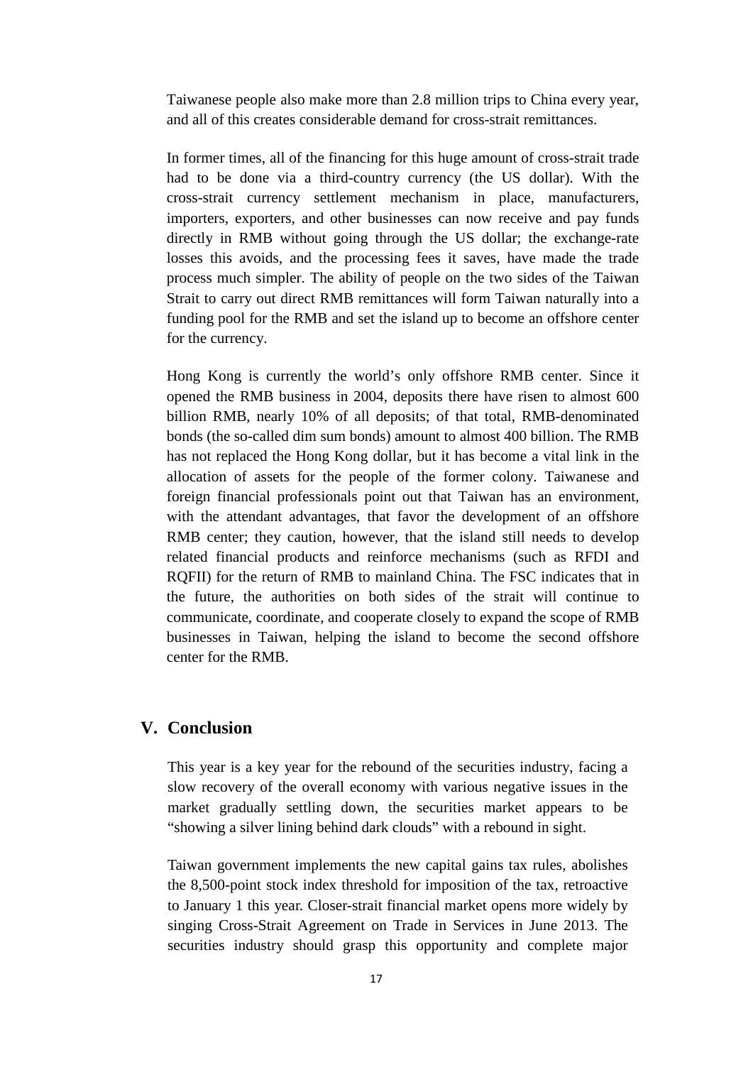Taiwanese people also make more than 2.8 million trips to China every year, and all of this creates considerable demand for cross-strait remittances.

In former times, all of the financing for this huge amount of cross-strait trade had to be done via a third-country currency (the US dollar). With the cross-strait currency settlement mechanism in place, manufacturers, importers, exporters, and other businesses can now receive and pay funds directly in RMB without going through the US dollar; the exchange-rate losses this avoids, and the processing fees it saves, have made the trade process much simpler. The ability of people on the two sides of the Taiwan Strait to carry out direct RMB remittances will form Taiwan naturally into a funding pool for the RMB and set the island up to become an offshore center for the currency.

Hong Kong is currently the world's only offshore RMB center. Since it opened the RMB business in 2004, deposits there have risen to almost 600 billion RMB, nearly 10% of all deposits; of that total, RMB-denominated bonds (the so-called dim sum bonds) amount to almost 400 billion. The RMB has not replaced the Hong Kong dollar, but it has become a vital link in the allocation of assets for the people of the former colony. Taiwanese and foreign financial professionals point out that Taiwan has an environment, with the attendant advantages, that favor the development of an offshore RMB center; they caution, however, that the island still needs to develop related financial products and reinforce mechanisms (such as RFDI and RQFII) for the return of RMB to mainland China. The FSC indicates that in the future, the authorities on both sides of the strait will continue to communicate, coordinate, and cooperate closely to expand the scope of RMB businesses in Taiwan, helping the island to become the second offshore center for the RMB.

## V. Conclusion

This year is a key year for the rebound of the securities industry, facing a slow recovery of the overall economy with various negative issues in the market gradually settling down, the securities market appears to be "showing a silver lining behind dark clouds" with a rebound in sight.

Taiwan government implements the new capital gains tax rules, abolishes the 8,500-point stock index threshold for imposition of the tax, retroactive to January 1 this year. Closer-strait financial market opens more widely by singing Cross-Strait Agreement on Trade in Services in June 2013. The securities industry should grasp this opportunity and complete major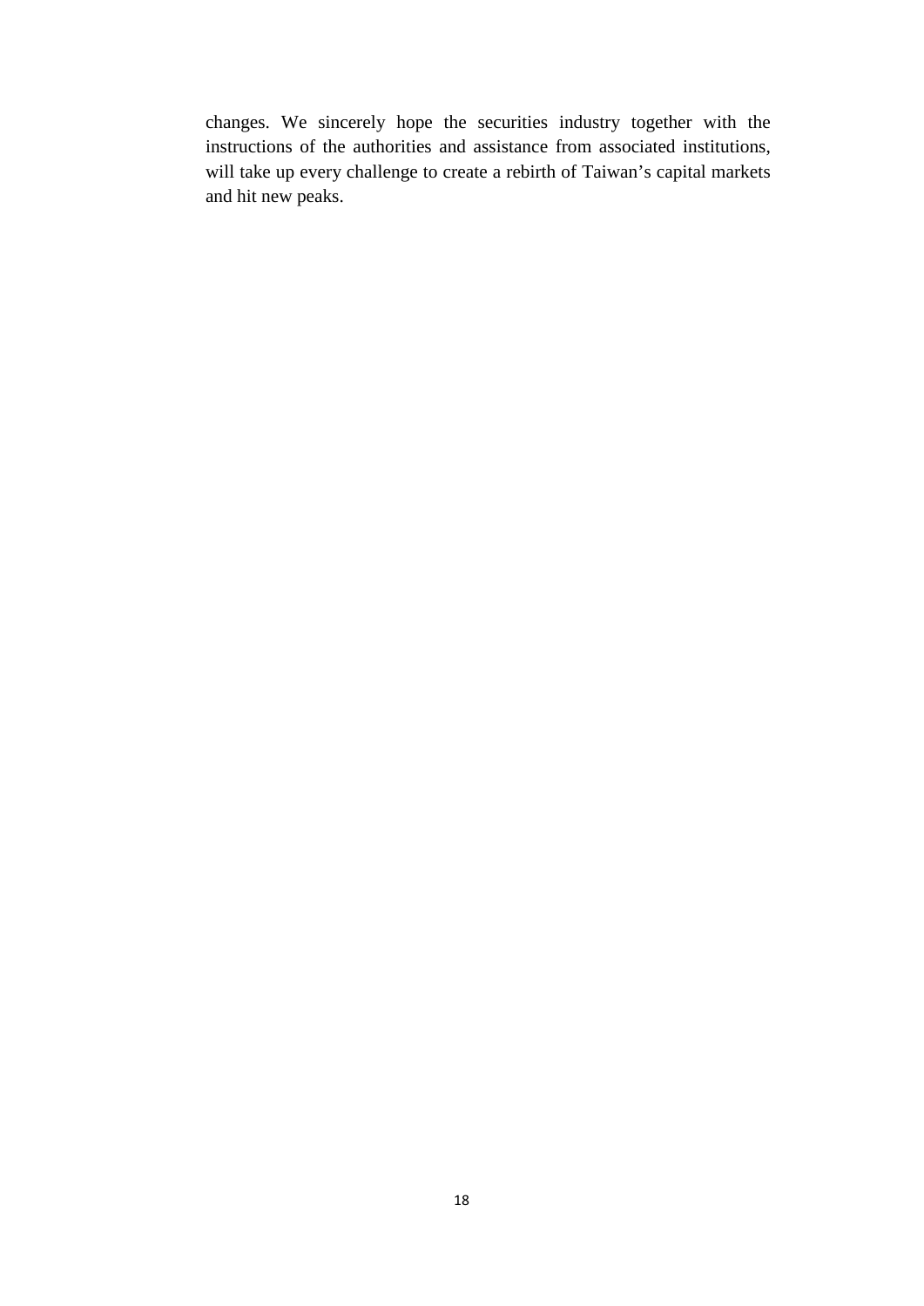changes. We sincerely hope the securities industry together with the instructions of the authorities and assistance from associated institutions, will take up every challenge to create a rebirth of Taiwan's capital markets and hit new peaks.